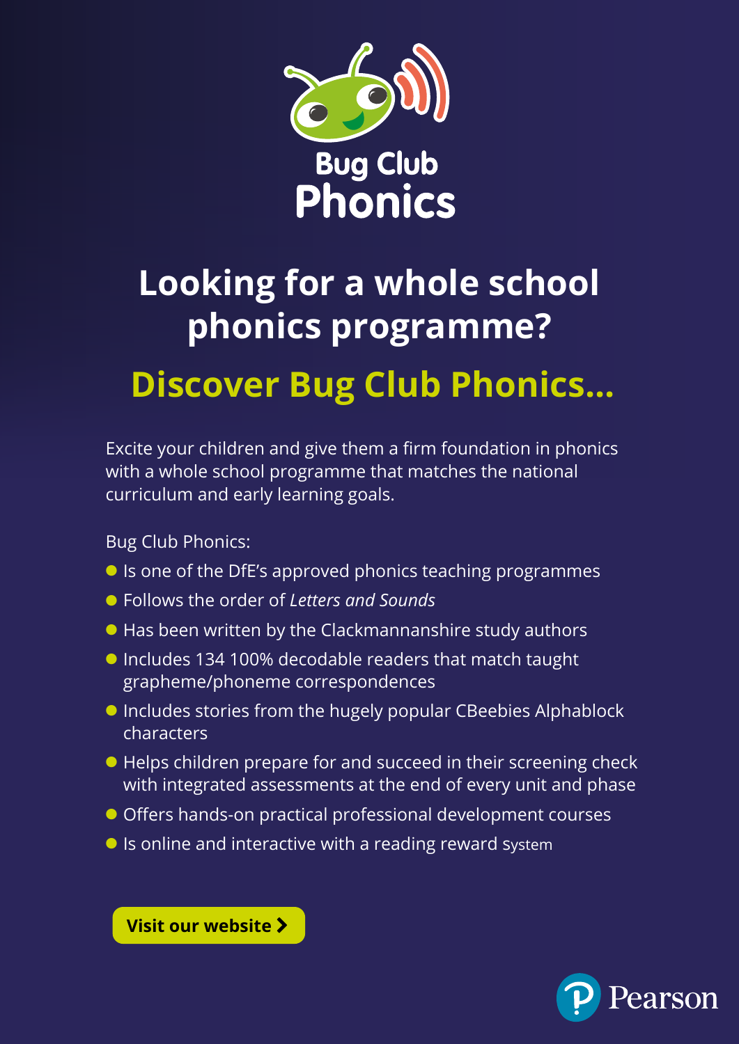# Bug Club Phonics

## Looking for a whole school phonics programme?

## Discover Bug Club Phonics...

Excite your children and give them a firm foundation in phonics with a whole school programme that matches the national curriculum and early learning goals.

Bug Club Phonics:

- Is one of the DfE's approved phonics teaching programmes
- Follows the order of *Letters and Sounds*
- Has been written by the Clackmannanshire study authors
- Includes 134 100% decodable readers that match taught grapheme/phoneme correspondences
- Includes stories from the hugely popular CBeebies Alphablock characters
- Helps children prepare for and succeed in their screening check with integrated assessments at the end of every unit and phase
- Offers hands-on practical professional development courses
- Is online and interactive with a reading reward system

**Visit our website ›**

Pearson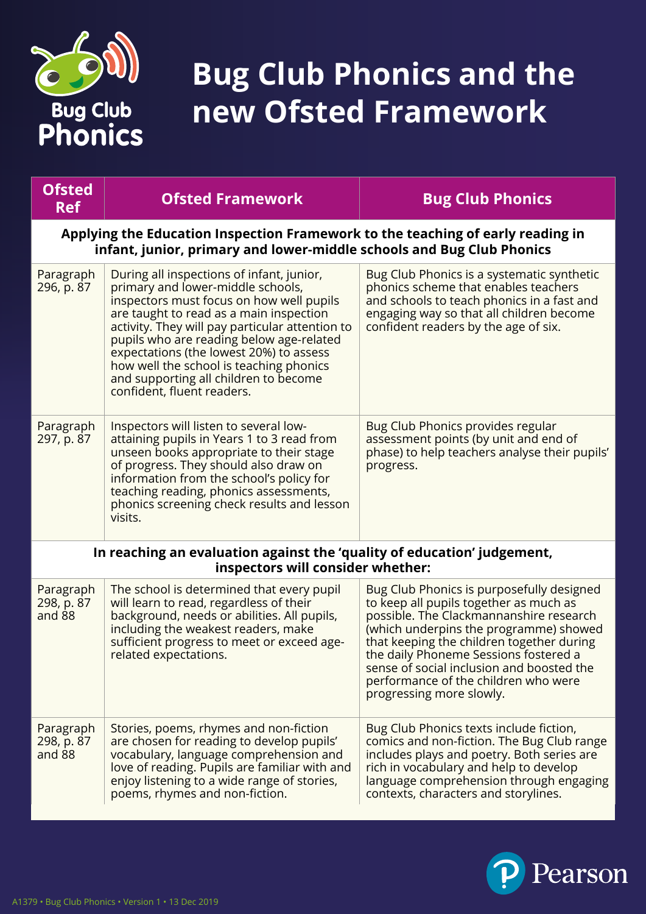# Bug Club Phonics and the new Ofsted Framework

| Ofsted Ref | Ofsted Framework | Bug Club Phonics |
| --- | --- | --- |
| **Applying the Education Inspection Framework to the teaching of early reading in infant, junior, primary and lower-middle schools and Bug Club Phonics** | | |
| Paragraph 296, p. 87 | During all inspections of infant, junior, primary and lower-middle schools, inspectors must focus on how well pupils are taught to read as a main inspection activity. They will pay particular attention to pupils who are reading below age-related expectations (the lowest 20%) to assess how well the school is teaching phonics and supporting all children to become confident, fluent readers. | Bug Club Phonics is a systematic synthetic phonics scheme that enables teachers and schools to teach phonics in a fast and engaging way so that all children become confident readers by the age of six. |
| Paragraph 297, p. 87 | Inspectors will listen to several low-attaining pupils in Years 1 to 3 read from unseen books appropriate to their stage of progress. They should also draw on information from the school's policy for teaching reading, phonics assessments, phonics screening check results and lesson visits. | Bug Club Phonics provides regular assessment points (by unit and end of phase) to help teachers analyse their pupils' progress. |
| **In reaching an evaluation against the 'quality of education' judgement, inspectors will consider whether:** | | |
| Paragraph 298, p. 87 and 88 | The school is determined that every pupil will learn to read, regardless of their background, needs or abilities. All pupils, including the weakest readers, make sufficient progress to meet or exceed age-related expectations. | Bug Club Phonics is purposefully designed to keep all pupils together as much as possible. The Clackmannanshire research (which underpins the programme) showed that keeping the children together during the daily Phoneme Sessions fostered a sense of social inclusion and boosted the performance of the children who were progressing more slowly. |
| Paragraph 298, p. 87 and 88 | Stories, poems, rhymes and non-fiction are chosen for reading to develop pupils' vocabulary, language comprehension and love of reading. Pupils are familiar with and enjoy listening to a wide range of stories, poems, rhymes and non-fiction. | Bug Club Phonics texts include fiction, comics and non-fiction. The Bug Club range includes plays and poetry. Both series are rich in vocabulary and help to develop language comprehension through engaging contexts, characters and storylines. |

A1379 • Bug Club Phonics • Version 1 • 13 Dec 2019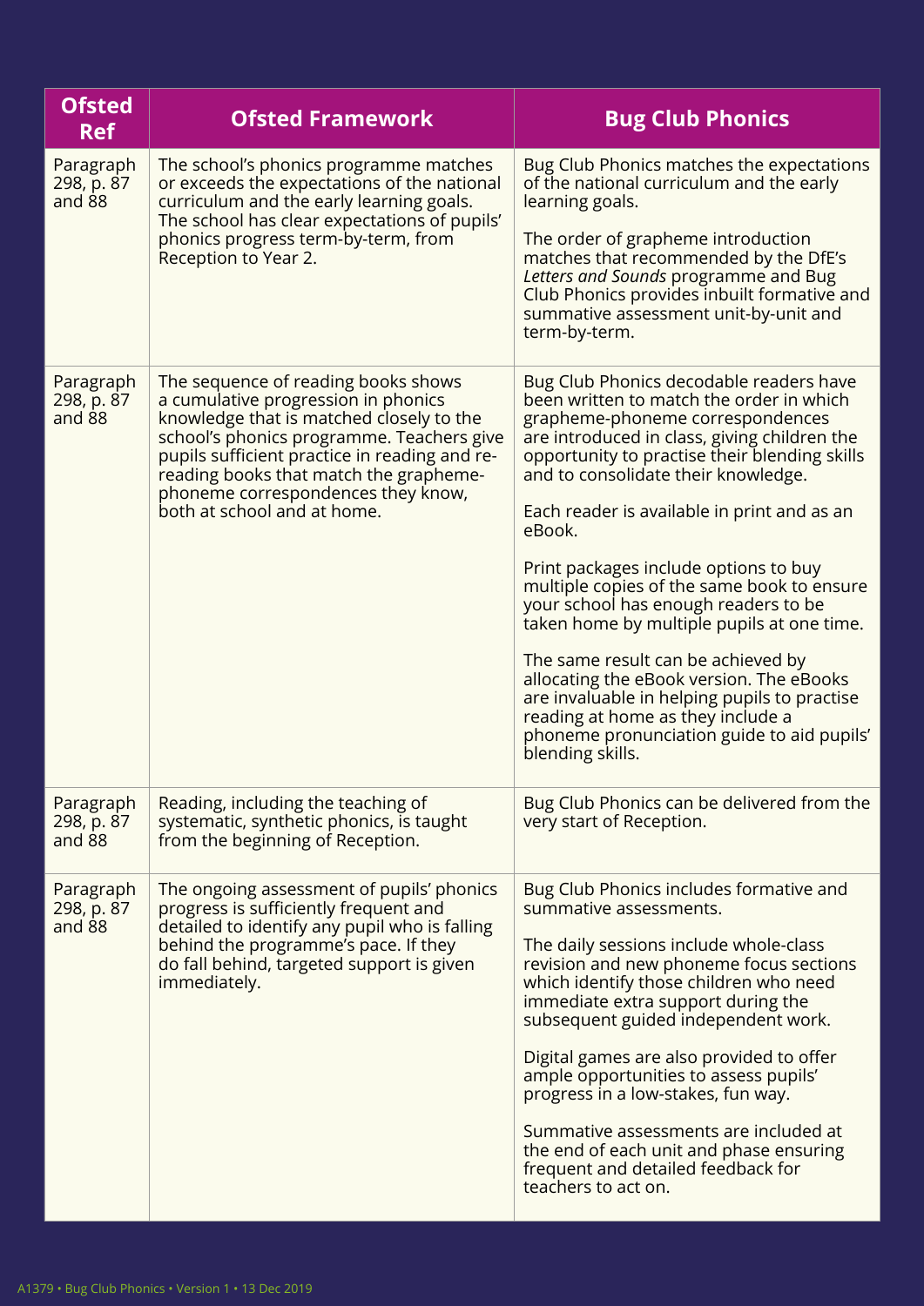| Ofsted Ref | Ofsted Framework | Bug Club Phonics |
| --- | --- | --- |
| Paragraph 298, p. 87 and 88 | The school's phonics programme matches or exceeds the expectations of the national curriculum and the early learning goals. The school has clear expectations of pupils' phonics progress term-by-term, from Reception to Year 2. | Bug Club Phonics matches the expectations of the national curriculum and the early learning goals.<br><br>The order of grapheme introduction matches that recommended by the DfE's *Letters and Sounds* programme and Bug Club Phonics provides inbuilt formative and summative assessment unit-by-unit and term-by-term. |
| Paragraph 298, p. 87 and 88 | The sequence of reading books shows a cumulative progression in phonics knowledge that is matched closely to the school's phonics programme. Teachers give pupils sufficient practice in reading and re-reading books that match the grapheme-phoneme correspondences they know, both at school and at home. | Bug Club Phonics decodable readers have been written to match the order in which grapheme-phoneme correspondences are introduced in class, giving children the opportunity to practise their blending skills and to consolidate their knowledge.<br><br>Each reader is available in print and as an eBook.<br><br>Print packages include options to buy multiple copies of the same book to ensure your school has enough readers to be taken home by multiple pupils at one time.<br><br>The same result can be achieved by allocating the eBook version. The eBooks are invaluable in helping pupils to practise reading at home as they include a phoneme pronunciation guide to aid pupils' blending skills. |
| Paragraph 298, p. 87 and 88 | Reading, including the teaching of systematic, synthetic phonics, is taught from the beginning of Reception. | Bug Club Phonics can be delivered from the very start of Reception. |
| Paragraph 298, p. 87 and 88 | The ongoing assessment of pupils' phonics progress is sufficiently frequent and detailed to identify any pupil who is falling behind the programme's pace. If they do fall behind, targeted support is given immediately. | Bug Club Phonics includes formative and summative assessments.<br><br>The daily sessions include whole-class revision and new phoneme focus sections which identify those children who need immediate extra support during the subsequent guided independent work.<br><br>Digital games are also provided to offer ample opportunities to assess pupils' progress in a low-stakes, fun way.<br><br>Summative assessments are included at the end of each unit and phase ensuring frequent and detailed feedback for teachers to act on. |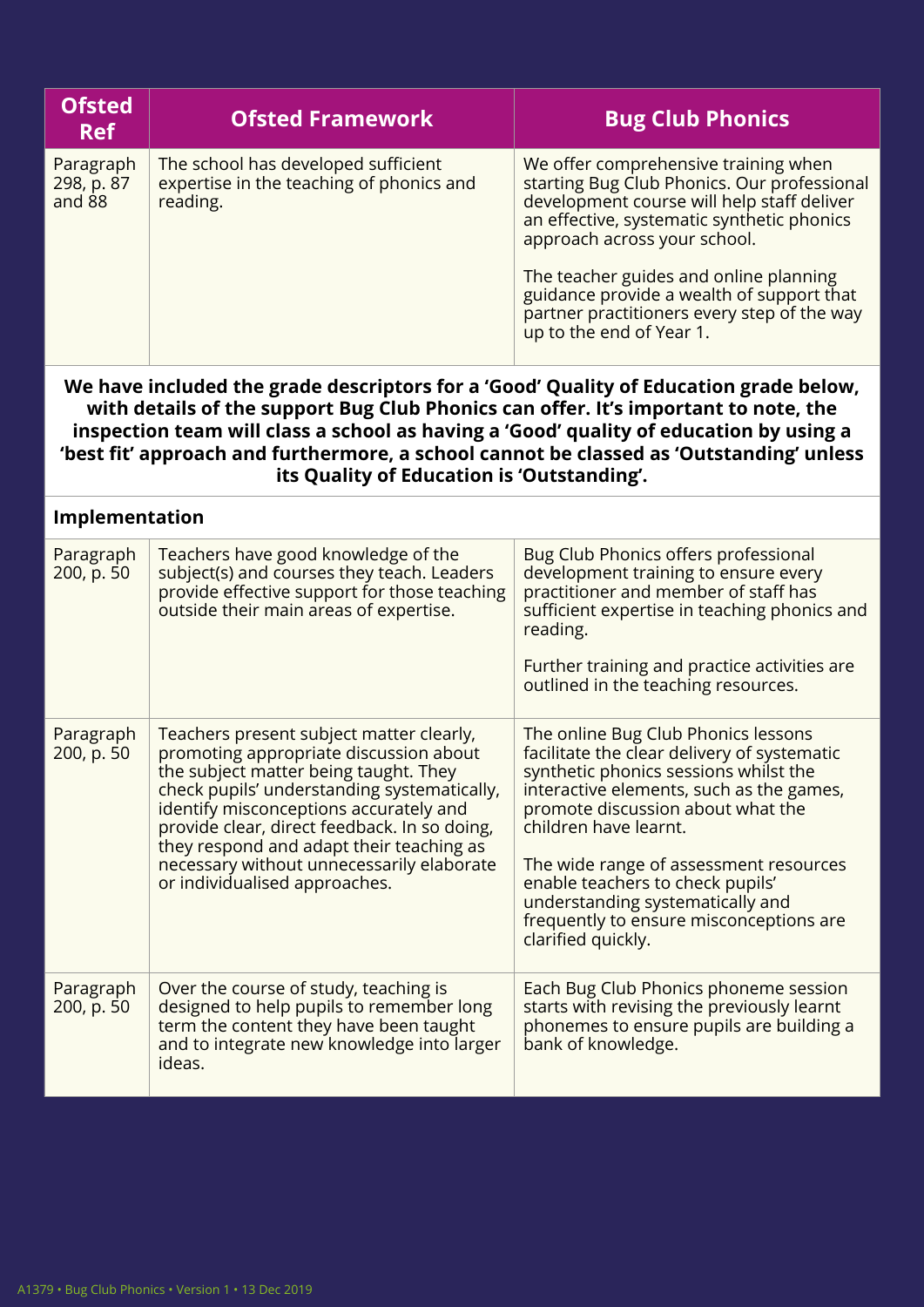| Ofsted Ref | Ofsted Framework | Bug Club Phonics |
|---|---|---|
| Paragraph 298, p. 87 and 88 | The school has developed sufficient expertise in the teaching of phonics and reading. | We offer comprehensive training when starting Bug Club Phonics. Our professional development course will help staff deliver an effective, systematic synthetic phonics approach across your school.<br><br>The teacher guides and online planning guidance provide a wealth of support that partner practitioners every step of the way up to the end of Year 1. |

**We have included the grade descriptors for a 'Good' Quality of Education grade below, with details of the support Bug Club Phonics can offer. It's important to note, the inspection team will class a school as having a 'Good' quality of education by using a 'best fit' approach and furthermore, a school cannot be classed as 'Outstanding' unless its Quality of Education is 'Outstanding'.**

**Implementation**

| Ofsted Ref | Ofsted Framework | Bug Club Phonics |
|---|---|---|
| Paragraph 200, p. 50 | Teachers have good knowledge of the subject(s) and courses they teach. Leaders provide effective support for those teaching outside their main areas of expertise. | Bug Club Phonics offers professional development training to ensure every practitioner and member of staff has sufficient expertise in teaching phonics and reading.<br><br>Further training and practice activities are outlined in the teaching resources. |
| Paragraph 200, p. 50 | Teachers present subject matter clearly, promoting appropriate discussion about the subject matter being taught. They check pupils' understanding systematically, identify misconceptions accurately and provide clear, direct feedback. In so doing, they respond and adapt their teaching as necessary without unnecessarily elaborate or individualised approaches. | The online Bug Club Phonics lessons facilitate the clear delivery of systematic synthetic phonics sessions whilst the interactive elements, such as the games, promote discussion about what the children have learnt.<br><br>The wide range of assessment resources enable teachers to check pupils' understanding systematically and frequently to ensure misconceptions are clarified quickly. |
| Paragraph 200, p. 50 | Over the course of study, teaching is designed to help pupils to remember long term the content they have been taught and to integrate new knowledge into larger ideas. | Each Bug Club Phonics phoneme session starts with revising the previously learnt phonemes to ensure pupils are building a bank of knowledge. |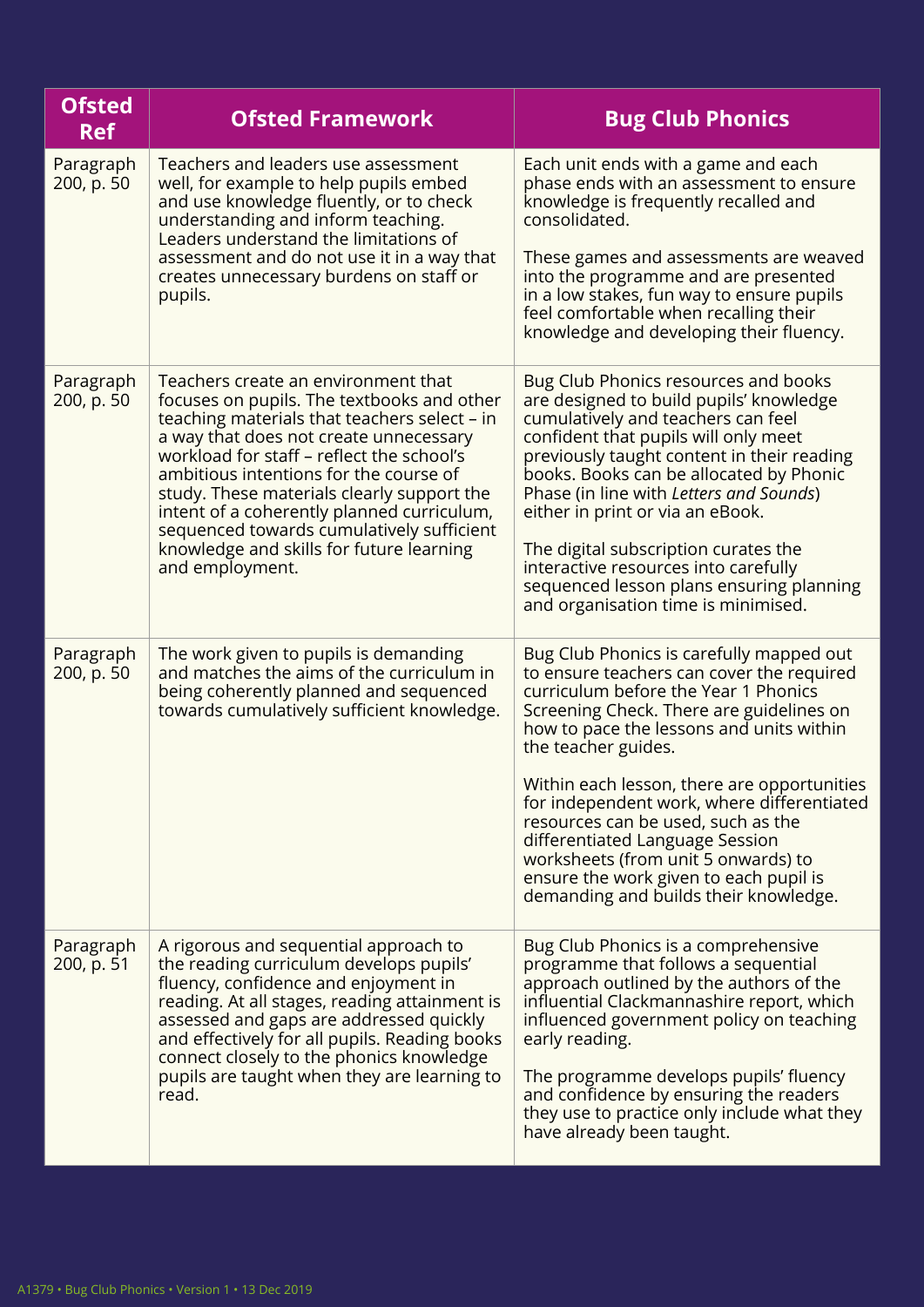| Ofsted Ref | Ofsted Framework | Bug Club Phonics |
|---|---|---|
| Paragraph 200, p. 50 | Teachers and leaders use assessment well, for example to help pupils embed and use knowledge fluently, or to check understanding and inform teaching. Leaders understand the limitations of assessment and do not use it in a way that creates unnecessary burdens on staff or pupils. | Each unit ends with a game and each phase ends with an assessment to ensure knowledge is frequently recalled and consolidated.<br><br>These games and assessments are weaved into the programme and are presented in a low stakes, fun way to ensure pupils feel comfortable when recalling their knowledge and developing their fluency. |
| Paragraph 200, p. 50 | Teachers create an environment that focuses on pupils. The textbooks and other teaching materials that teachers select – in a way that does not create unnecessary workload for staff – reflect the school's ambitious intentions for the course of study. These materials clearly support the intent of a coherently planned curriculum, sequenced towards cumulatively sufficient knowledge and skills for future learning and employment. | Bug Club Phonics resources and books are designed to build pupils' knowledge cumulatively and teachers can feel confident that pupils will only meet previously taught content in their reading books. Books can be allocated by Phonic Phase (in line with *Letters and Sounds*) either in print or via an eBook.<br><br>The digital subscription curates the interactive resources into carefully sequenced lesson plans ensuring planning and organisation time is minimised. |
| Paragraph 200, p. 50 | The work given to pupils is demanding and matches the aims of the curriculum in being coherently planned and sequenced towards cumulatively sufficient knowledge. | Bug Club Phonics is carefully mapped out to ensure teachers can cover the required curriculum before the Year 1 Phonics Screening Check. There are guidelines on how to pace the lessons and units within the teacher guides.<br><br>Within each lesson, there are opportunities for independent work, where differentiated resources can be used, such as the differentiated Language Session worksheets (from unit 5 onwards) to ensure the work given to each pupil is demanding and builds their knowledge. |
| Paragraph 200, p. 51 | A rigorous and sequential approach to the reading curriculum develops pupils' fluency, confidence and enjoyment in reading. At all stages, reading attainment is assessed and gaps are addressed quickly and effectively for all pupils. Reading books connect closely to the phonics knowledge pupils are taught when they are learning to read. | Bug Club Phonics is a comprehensive programme that follows a sequential approach outlined by the authors of the influential Clackmannashire report, which influenced government policy on teaching early reading.<br><br>The programme develops pupils' fluency and confidence by ensuring the readers they use to practice only include what they have already been taught. |

A1379 • Bug Club Phonics • Version 1 • 13 Dec 2019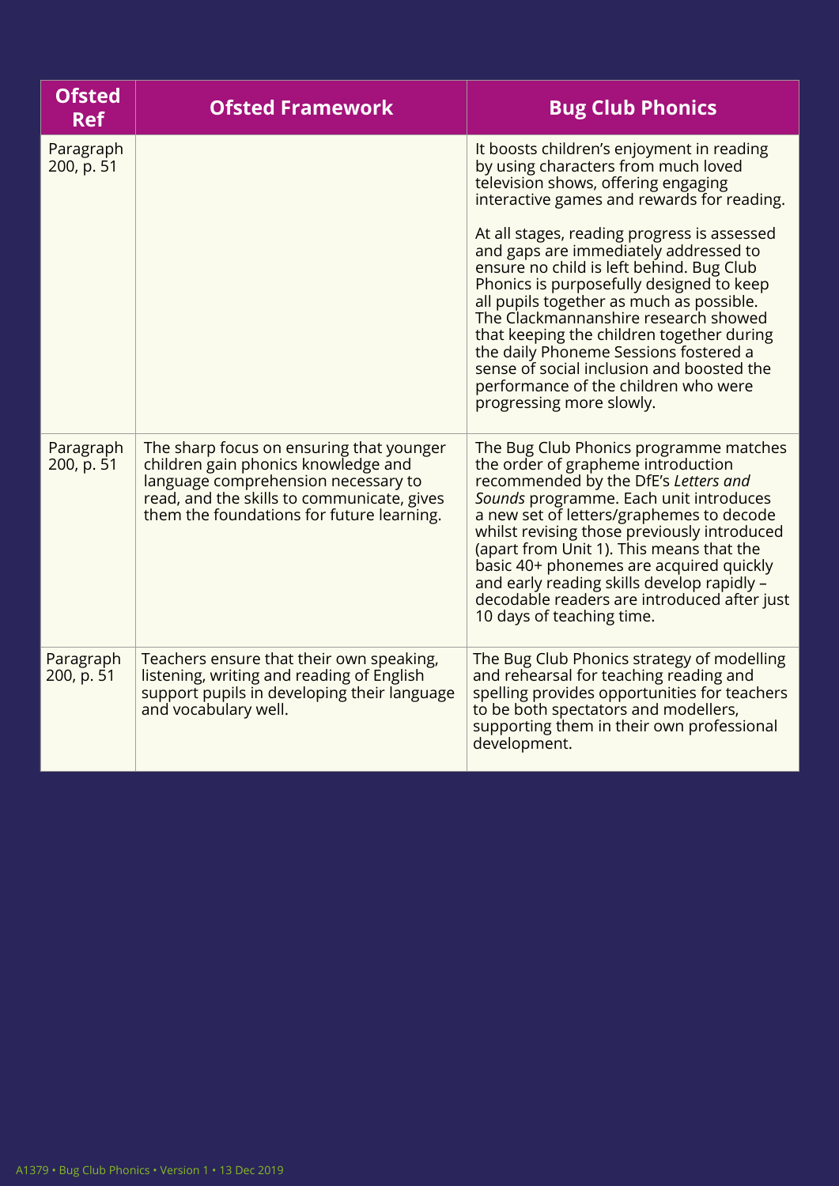| Ofsted Ref | Ofsted Framework | Bug Club Phonics |
|---|---|---|
| Paragraph 200, p. 51 | | It boosts children's enjoyment in reading by using characters from much loved television shows, offering engaging interactive games and rewards for reading.<br><br>At all stages, reading progress is assessed and gaps are immediately addressed to ensure no child is left behind. Bug Club Phonics is purposefully designed to keep all pupils together as much as possible. The Clackmannanshire research showed that keeping the children together during the daily Phoneme Sessions fostered a sense of social inclusion and boosted the performance of the children who were progressing more slowly. |
| Paragraph 200, p. 51 | The sharp focus on ensuring that younger children gain phonics knowledge and language comprehension necessary to read, and the skills to communicate, gives them the foundations for future learning. | The Bug Club Phonics programme matches the order of grapheme introduction recommended by the DfE's *Letters and Sounds* programme. Each unit introduces a new set of letters/graphemes to decode whilst revising those previously introduced (apart from Unit 1). This means that the basic 40+ phonemes are acquired quickly and early reading skills develop rapidly – decodable readers are introduced after just 10 days of teaching time. |
| Paragraph 200, p. 51 | Teachers ensure that their own speaking, listening, writing and reading of English support pupils in developing their language and vocabulary well. | The Bug Club Phonics strategy of modelling and rehearsal for teaching reading and spelling provides opportunities for teachers to be both spectators and modellers, supporting them in their own professional development. |